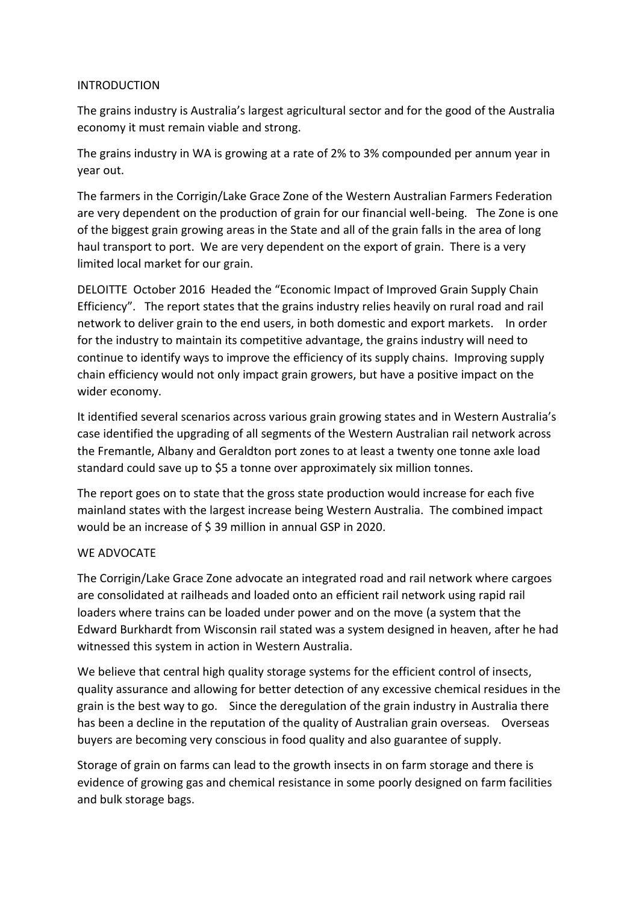## INTRODUCTION

The grains industry is Australia's largest agricultural sector and for the good of the Australia economy it must remain viable and strong.

The grains industry in WA is growing at a rate of 2% to 3% compounded per annum year in year out.

The farmers in the Corrigin/Lake Grace Zone of the Western Australian Farmers Federation are very dependent on the production of grain for our financial well-being. The Zone is one of the biggest grain growing areas in the State and all of the grain falls in the area of long haul transport to port. We are very dependent on the export of grain. There is a very limited local market for our grain.

DELOITTE October 2016 Headed the "Economic Impact of Improved Grain Supply Chain Efficiency". The report states that the grains industry relies heavily on rural road and rail network to deliver grain to the end users, in both domestic and export markets. In order for the industry to maintain its competitive advantage, the grains industry will need to continue to identify ways to improve the efficiency of its supply chains. Improving supply chain efficiency would not only impact grain growers, but have a positive impact on the wider economy.

It identified several scenarios across various grain growing states and in Western Australia's case identified the upgrading of all segments of the Western Australian rail network across the Fremantle, Albany and Geraldton port zones to at least a twenty one tonne axle load standard could save up to $5 a tonne over approximately six million tonnes.

The report goes on to state that the gross state production would increase for each five mainland states with the largest increase being Western Australia. The combined impact would be an increase of $ 39 million in annual GSP in 2020.

## WE ADVOCATE

The Corrigin/Lake Grace Zone advocate an integrated road and rail network where cargoes are consolidated at railheads and loaded onto an efficient rail network using rapid rail loaders where trains can be loaded under power and on the move (a system that the Edward Burkhardt from Wisconsin rail stated was a system designed in heaven, after he had witnessed this system in action in Western Australia.

We believe that central high quality storage systems for the efficient control of insects, quality assurance and allowing for better detection of any excessive chemical residues in the grain is the best way to go. Since the deregulation of the grain industry in Australia there has been a decline in the reputation of the quality of Australian grain overseas. Overseas buyers are becoming very conscious in food quality and also guarantee of supply.

Storage of grain on farms can lead to the growth insects in on farm storage and there is evidence of growing gas and chemical resistance in some poorly designed on farm facilities and bulk storage bags.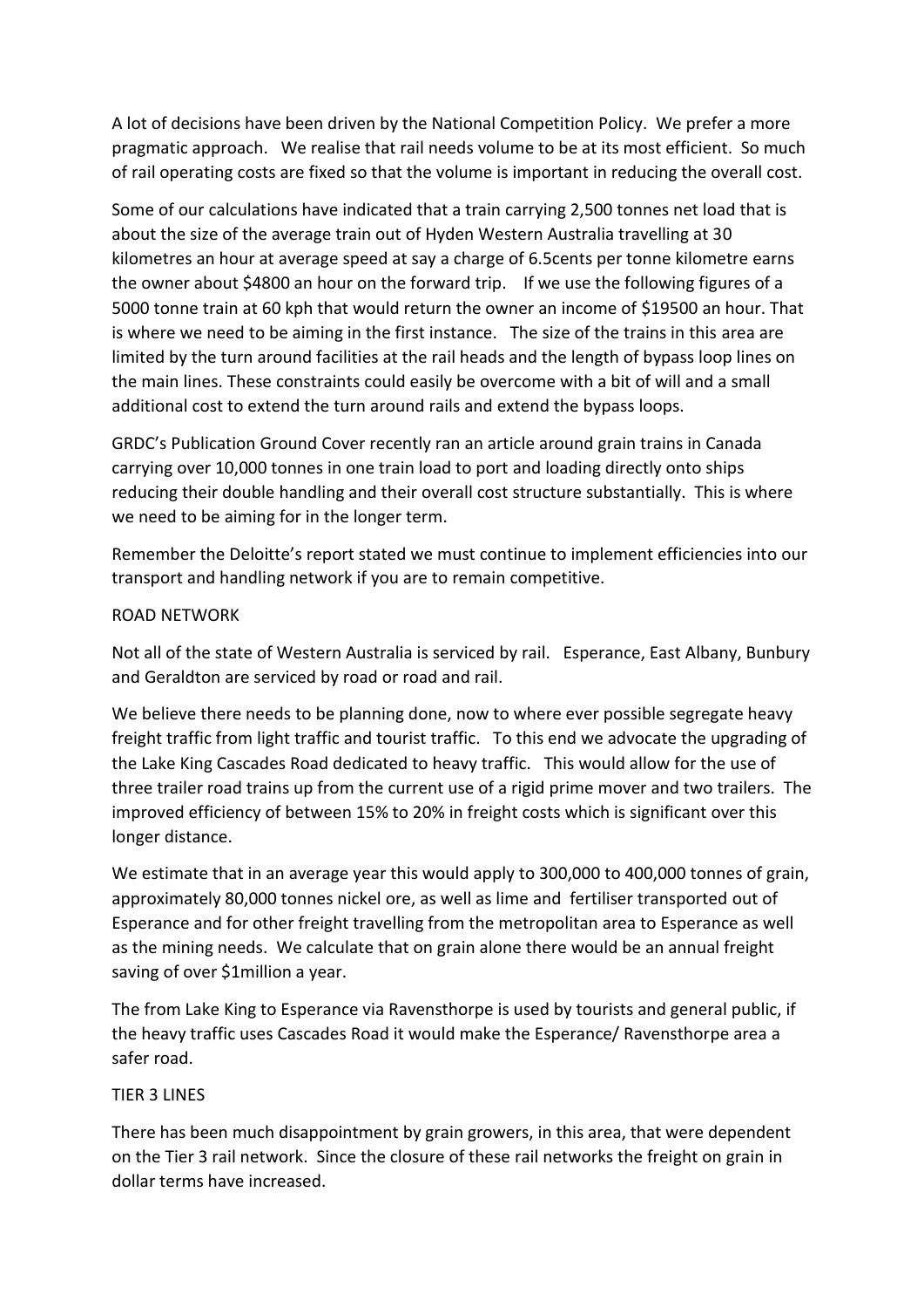A lot of decisions have been driven by the National Competition Policy. We prefer a more pragmatic approach. We realise that rail needs volume to be at its most efficient. So much of rail operating costs are fixed so that the volume is important in reducing the overall cost.

Some of our calculations have indicated that a train carrying 2,500 tonnes net load that is about the size of the average train out of Hyden Western Australia travelling at 30 kilometres an hour at average speed at say a charge of 6.5cents per tonne kilometre earns the owner about $4800 an hour on the forward trip. If we use the following figures of a 5000 tonne train at 60 kph that would return the owner an income of $19500 an hour. That is where we need to be aiming in the first instance. The size of the trains in this area are limited by the turn around facilities at the rail heads and the length of bypass loop lines on the main lines. These constraints could easily be overcome with a bit of will and a small additional cost to extend the turn around rails and extend the bypass loops.

GRDC's Publication Ground Cover recently ran an article around grain trains in Canada carrying over 10,000 tonnes in one train load to port and loading directly onto ships reducing their double handling and their overall cost structure substantially. This is where we need to be aiming for in the longer term.

Remember the Deloitte's report stated we must continue to implement efficiencies into our transport and handling network if you are to remain competitive.

## ROAD NETWORK

Not all of the state of Western Australia is serviced by rail. Esperance, East Albany, Bunbury and Geraldton are serviced by road or road and rail.

We believe there needs to be planning done, now to where ever possible segregate heavy freight traffic from light traffic and tourist traffic. To this end we advocate the upgrading of the Lake King Cascades Road dedicated to heavy traffic. This would allow for the use of three trailer road trains up from the current use of a rigid prime mover and two trailers. The improved efficiency of between 15% to 20% in freight costs which is significant over this longer distance.

We estimate that in an average year this would apply to 300,000 to 400,000 tonnes of grain, approximately 80,000 tonnes nickel ore, as well as lime and fertiliser transported out of Esperance and for other freight travelling from the metropolitan area to Esperance as well as the mining needs. We calculate that on grain alone there would be an annual freight saving of over $1million a year.

The from Lake King to Esperance via Ravensthorpe is used by tourists and general public, if the heavy traffic uses Cascades Road it would make the Esperance/ Ravensthorpe area a safer road.

## TIER 3 LINES

There has been much disappointment by grain growers, in this area, that were dependent on the Tier 3 rail network. Since the closure of these rail networks the freight on grain in dollar terms have increased.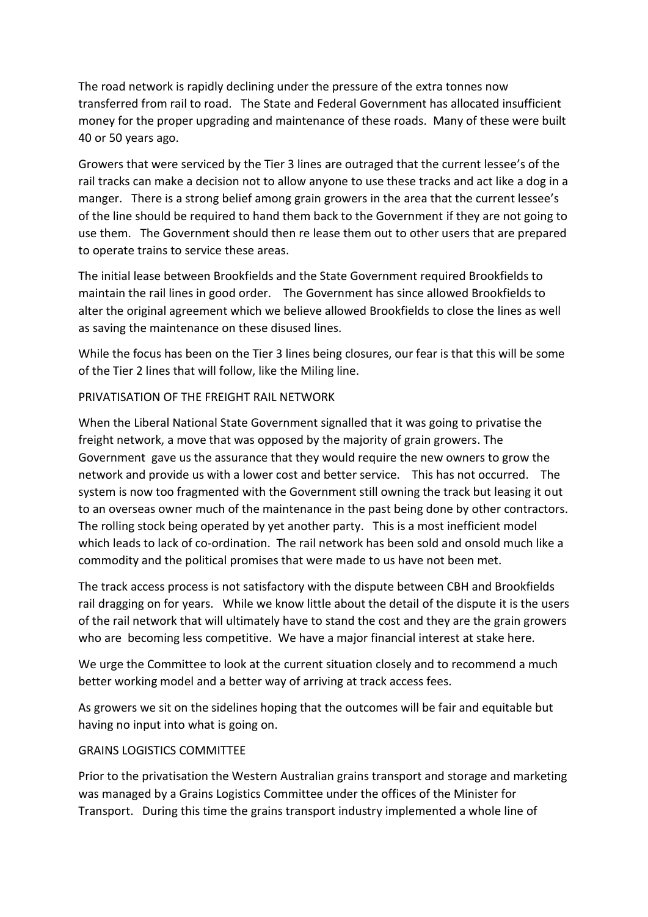The road network is rapidly declining under the pressure of the extra tonnes now transferred from rail to road. The State and Federal Government has allocated insufficient money for the proper upgrading and maintenance of these roads. Many of these were built 40 or 50 years ago.

Growers that were serviced by the Tier 3 lines are outraged that the current lessee's of the rail tracks can make a decision not to allow anyone to use these tracks and act like a dog in a manger. There is a strong belief among grain growers in the area that the current lessee's of the line should be required to hand them back to the Government if they are not going to use them. The Government should then re lease them out to other users that are prepared to operate trains to service these areas.

The initial lease between Brookfields and the State Government required Brookfields to maintain the rail lines in good order. The Government has since allowed Brookfields to alter the original agreement which we believe allowed Brookfields to close the lines as well as saving the maintenance on these disused lines.

While the focus has been on the Tier 3 lines being closures, our fear is that this will be some of the Tier 2 lines that will follow, like the Miling line.

## PRIVATISATION OF THE FREIGHT RAIL NETWORK

When the Liberal National State Government signalled that it was going to privatise the freight network, a move that was opposed by the majority of grain growers. The Government gave us the assurance that they would require the new owners to grow the network and provide us with a lower cost and better service. This has not occurred. The system is now too fragmented with the Government still owning the track but leasing it out to an overseas owner much of the maintenance in the past being done by other contractors. The rolling stock being operated by yet another party. This is a most inefficient model which leads to lack of co-ordination. The rail network has been sold and onsold much like a commodity and the political promises that were made to us have not been met.

The track access process is not satisfactory with the dispute between CBH and Brookfields rail dragging on for years. While we know little about the detail of the dispute it is the users of the rail network that will ultimately have to stand the cost and they are the grain growers who are becoming less competitive. We have a major financial interest at stake here.

We urge the Committee to look at the current situation closely and to recommend a much better working model and a better way of arriving at track access fees.

As growers we sit on the sidelines hoping that the outcomes will be fair and equitable but having no input into what is going on.

## GRAINS LOGISTICS COMMITTEE

Prior to the privatisation the Western Australian grains transport and storage and marketing was managed by a Grains Logistics Committee under the offices of the Minister for Transport. During this time the grains transport industry implemented a whole line of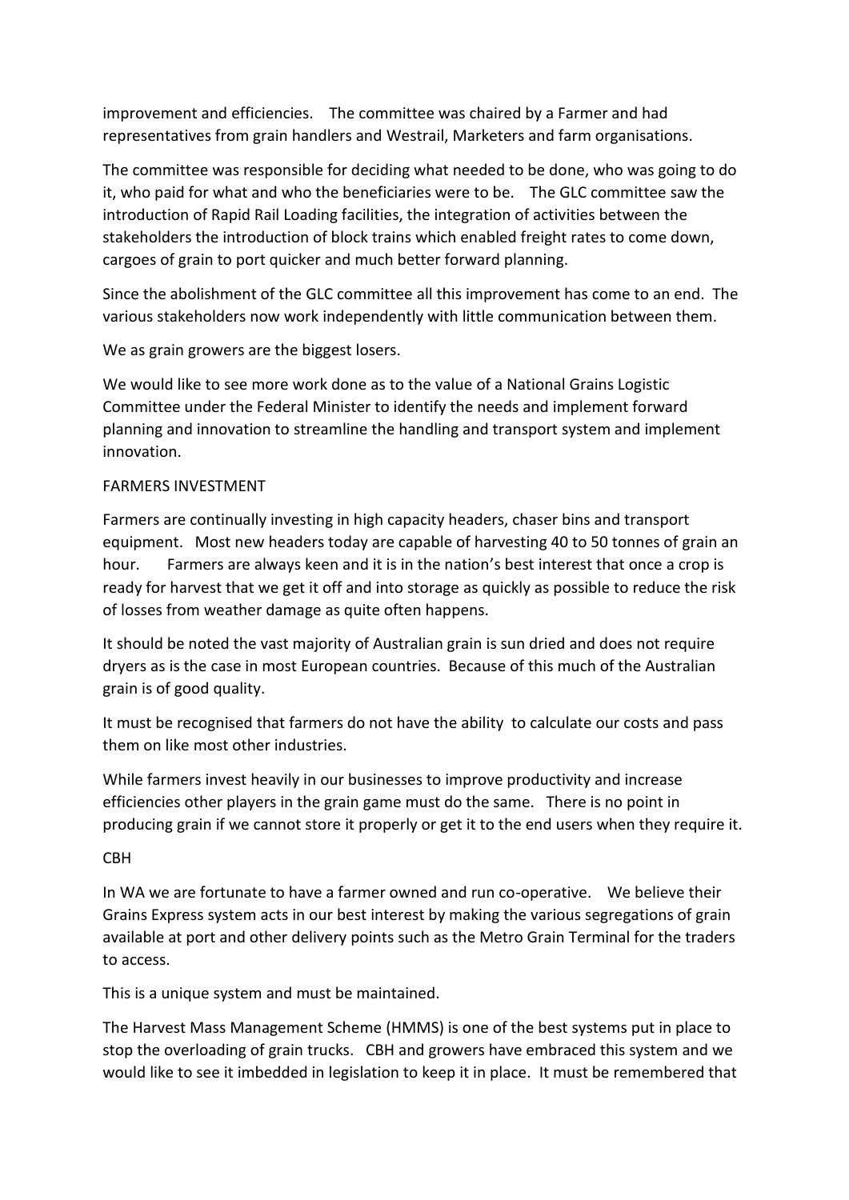improvement and efficiencies. The committee was chaired by a Farmer and had representatives from grain handlers and Westrail, Marketers and farm organisations.

The committee was responsible for deciding what needed to be done, who was going to do it, who paid for what and who the beneficiaries were to be. The GLC committee saw the introduction of Rapid Rail Loading facilities, the integration of activities between the stakeholders the introduction of block trains which enabled freight rates to come down, cargoes of grain to port quicker and much better forward planning.

Since the abolishment of the GLC committee all this improvement has come to an end. The various stakeholders now work independently with little communication between them.

We as grain growers are the biggest losers.

We would like to see more work done as to the value of a National Grains Logistic Committee under the Federal Minister to identify the needs and implement forward planning and innovation to streamline the handling and transport system and implement innovation.

## FARMERS INVESTMENT

Farmers are continually investing in high capacity headers, chaser bins and transport equipment. Most new headers today are capable of harvesting 40 to 50 tonnes of grain an hour. Farmers are always keen and it is in the nation's best interest that once a crop is ready for harvest that we get it off and into storage as quickly as possible to reduce the risk of losses from weather damage as quite often happens.

It should be noted the vast majority of Australian grain is sun dried and does not require dryers as is the case in most European countries. Because of this much of the Australian grain is of good quality.

It must be recognised that farmers do not have the ability to calculate our costs and pass them on like most other industries.

While farmers invest heavily in our businesses to improve productivity and increase efficiencies other players in the grain game must do the same. There is no point in producing grain if we cannot store it properly or get it to the end users when they require it.

## CBH

In WA we are fortunate to have a farmer owned and run co-operative. We believe their Grains Express system acts in our best interest by making the various segregations of grain available at port and other delivery points such as the Metro Grain Terminal for the traders to access.

This is a unique system and must be maintained.

The Harvest Mass Management Scheme (HMMS) is one of the best systems put in place to stop the overloading of grain trucks. CBH and growers have embraced this system and we would like to see it imbedded in legislation to keep it in place. It must be remembered that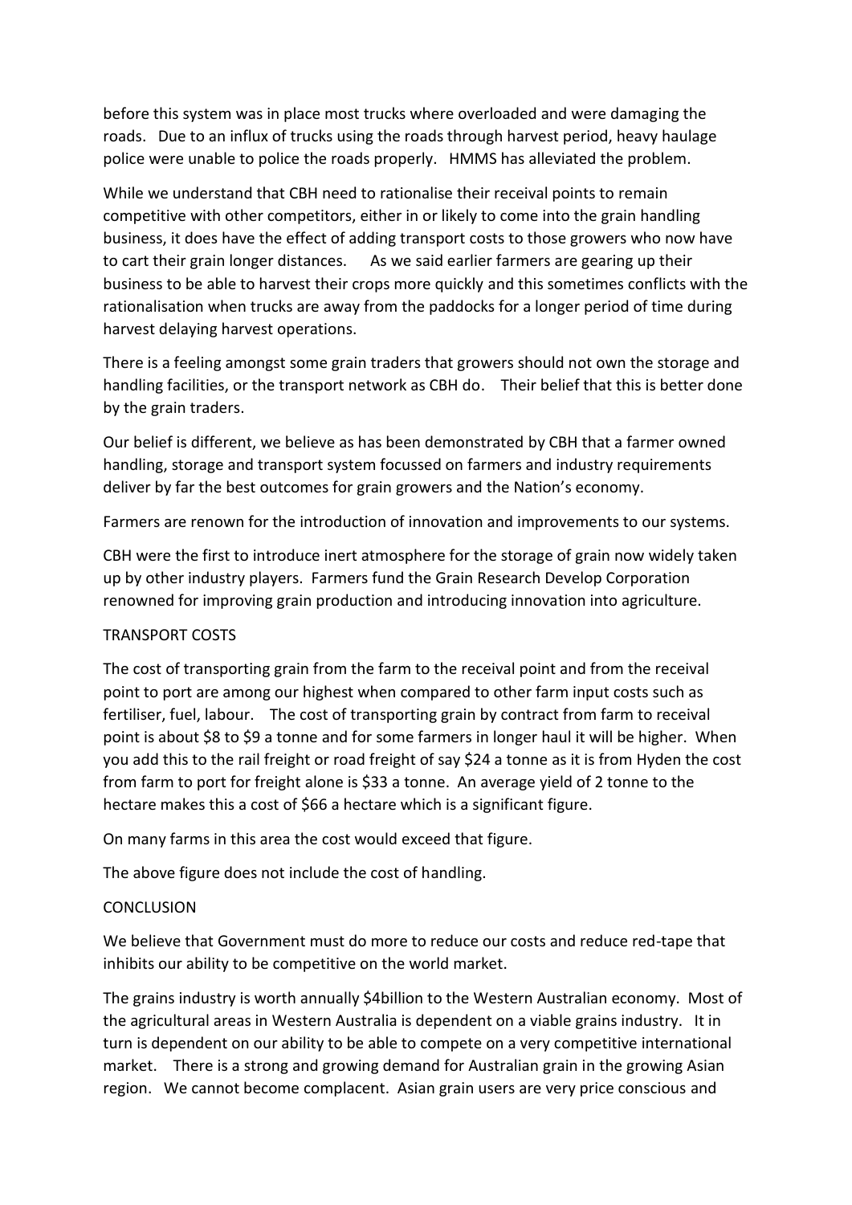before this system was in place most trucks where overloaded and were damaging the roads. Due to an influx of trucks using the roads through harvest period, heavy haulage police were unable to police the roads properly. HMMS has alleviated the problem.

While we understand that CBH need to rationalise their receival points to remain competitive with other competitors, either in or likely to come into the grain handling business, it does have the effect of adding transport costs to those growers who now have to cart their grain longer distances. As we said earlier farmers are gearing up their business to be able to harvest their crops more quickly and this sometimes conflicts with the rationalisation when trucks are away from the paddocks for a longer period of time during harvest delaying harvest operations.

There is a feeling amongst some grain traders that growers should not own the storage and handling facilities, or the transport network as CBH do. Their belief that this is better done by the grain traders.

Our belief is different, we believe as has been demonstrated by CBH that a farmer owned handling, storage and transport system focussed on farmers and industry requirements deliver by far the best outcomes for grain growers and the Nation's economy.

Farmers are renown for the introduction of innovation and improvements to our systems.

CBH were the first to introduce inert atmosphere for the storage of grain now widely taken up by other industry players. Farmers fund the Grain Research Develop Corporation renowned for improving grain production and introducing innovation into agriculture.

TRANSPORT COSTS

The cost of transporting grain from the farm to the receival point and from the receival point to port are among our highest when compared to other farm input costs such as fertiliser, fuel, labour. The cost of transporting grain by contract from farm to receival point is about $8 to $9 a tonne and for some farmers in longer haul it will be higher. When you add this to the rail freight or road freight of say $24 a tonne as it is from Hyden the cost from farm to port for freight alone is $33 a tonne. An average yield of 2 tonne to the hectare makes this a cost of $66 a hectare which is a significant figure.

On many farms in this area the cost would exceed that figure.

The above figure does not include the cost of handling.

CONCLUSION

We believe that Government must do more to reduce our costs and reduce red-tape that inhibits our ability to be competitive on the world market.

The grains industry is worth annually $4billion to the Western Australian economy. Most of the agricultural areas in Western Australia is dependent on a viable grains industry. It in turn is dependent on our ability to be able to compete on a very competitive international market. There is a strong and growing demand for Australian grain in the growing Asian region. We cannot become complacent. Asian grain users are very price conscious and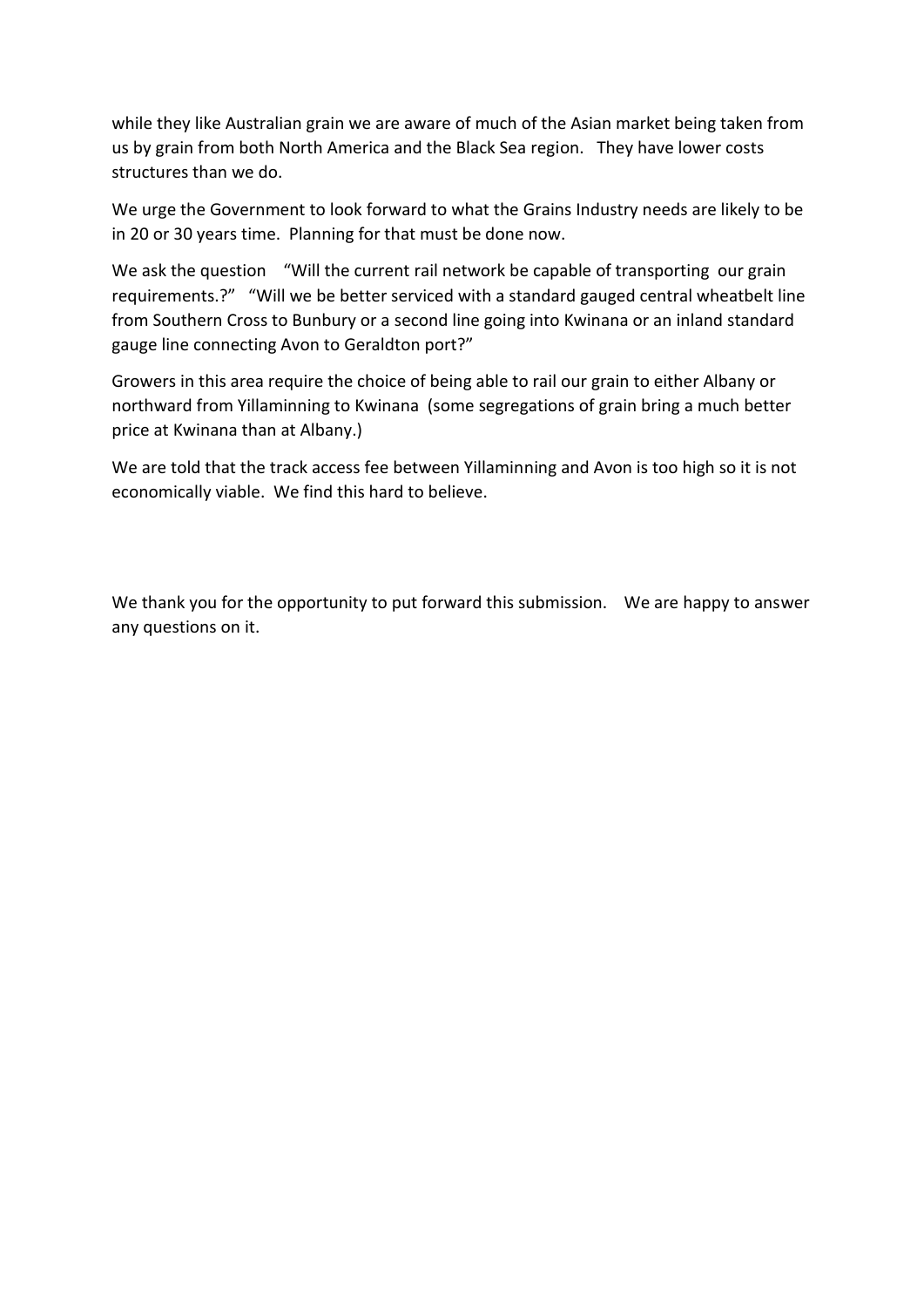while they like Australian grain we are aware of much of the Asian market being taken from us by grain from both North America and the Black Sea region. They have lower costs structures than we do.

We urge the Government to look forward to what the Grains Industry needs are likely to be in 20 or 30 years time. Planning for that must be done now.

We ask the question "Will the current rail network be capable of transporting our grain requirements.?" "Will we be better serviced with a standard gauged central wheatbelt line from Southern Cross to Bunbury or a second line going into Kwinana or an inland standard gauge line connecting Avon to Geraldton port?"

Growers in this area require the choice of being able to rail our grain to either Albany or northward from Yillaminning to Kwinana (some segregations of grain bring a much better price at Kwinana than at Albany.)

We are told that the track access fee between Yillaminning and Avon is too high so it is not economically viable. We find this hard to believe.

We thank you for the opportunity to put forward this submission. We are happy to answer any questions on it.